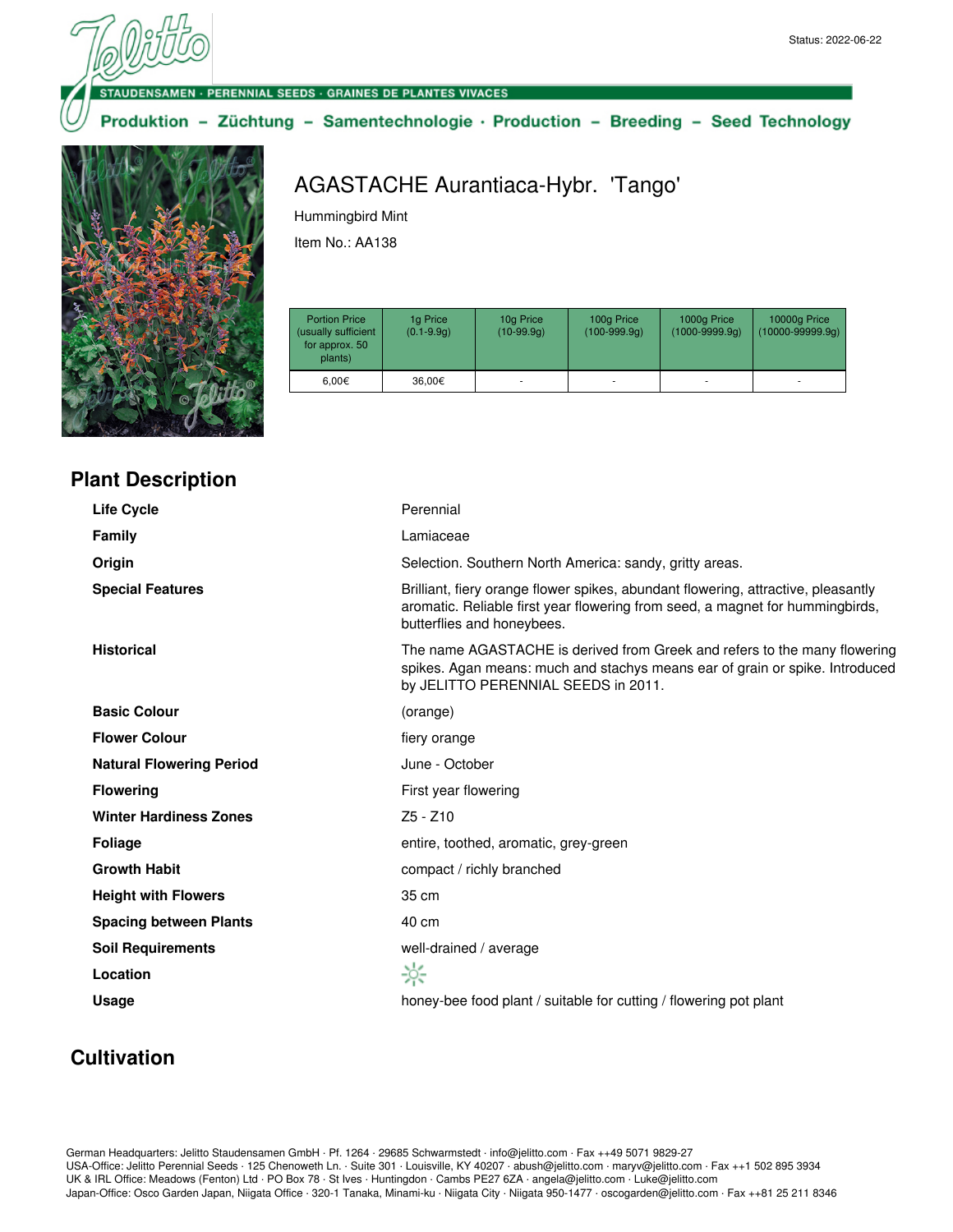Status: 2022-06-22

STAUDENSAMEN · PERENNIAL SEEDS · GRAINES DE PLANTES VIVACES

**Produktion – Züchtung – Samentechnologie · Production – Breeding – Seed Technology**

# AGASTACHE Aurantiaca-Hybr. 'Tango'

Hummingbird Mint

Item No.: AA138

| Portion Price (usually sufficient for approx. 50 plants) | 1g Price (0.1-9.9g) | 10g Price (10-99.9g) | 100g Price (100-999.9g) | 1000g Price (1000-9999.9g) | 10000g Price (10000-99999.9g) |
|---|---|---|---|---|---|
| 6,00€ | 36,00€ | - | - | - | - |

## Plant Description

| | |
|---|---|
| **Life Cycle** | Perennial |
| **Family** | Lamiaceae |
| **Origin** | Selection. Southern North America: sandy, gritty areas. |
| **Special Features** | Brilliant, fiery orange flower spikes, abundant flowering, attractive, pleasantly aromatic. Reliable first year flowering from seed, a magnet for hummingbirds, butterflies and honeybees. |
| **Historical** | The name AGASTACHE is derived from Greek and refers to the many flowering spikes. Agan means: much and stachys means ear of grain or spike. Introduced by JELITTO PERENNIAL SEEDS in 2011. |
| **Basic Colour** | (orange) |
| **Flower Colour** | fiery orange |
| **Natural Flowering Period** | June - October |
| **Flowering** | First year flowering |
| **Winter Hardiness Zones** | Z5 - Z10 |
| **Foliage** | entire, toothed, aromatic, grey-green |
| **Growth Habit** | compact / richly branched |
| **Height with Flowers** | 35 cm |
| **Spacing between Plants** | 40 cm |
| **Soil Requirements** | well-drained / average |
| **Location** | ☼ |
| **Usage** | honey-bee food plant / suitable for cutting / flowering pot plant |

## Cultivation

German Headquarters: Jelitto Staudensamen GmbH · Pf. 1264 · 29685 Schwarmstedt · info@jelitto.com · Fax ++49 5071 9829-27
USA-Office: Jelitto Perennial Seeds · 125 Chenoweth Ln. · Suite 301 · Louisville, KY 40207 · abush@jelitto.com · maryv@jelitto.com · Fax ++1 502 895 3934
UK & IRL Office: Meadows (Fenton) Ltd · PO Box 78 · St Ives · Huntingdon · Cambs PE27 6ZA · angela@jelitto.com · Luke@jelitto.com
Japan-Office: Osco Garden Japan, Niigata Office · 320-1 Tanaka, Minami-ku · Niigata City · Niigata 950-1477 · oscogarden@jelitto.com · Fax ++81 25 211 8346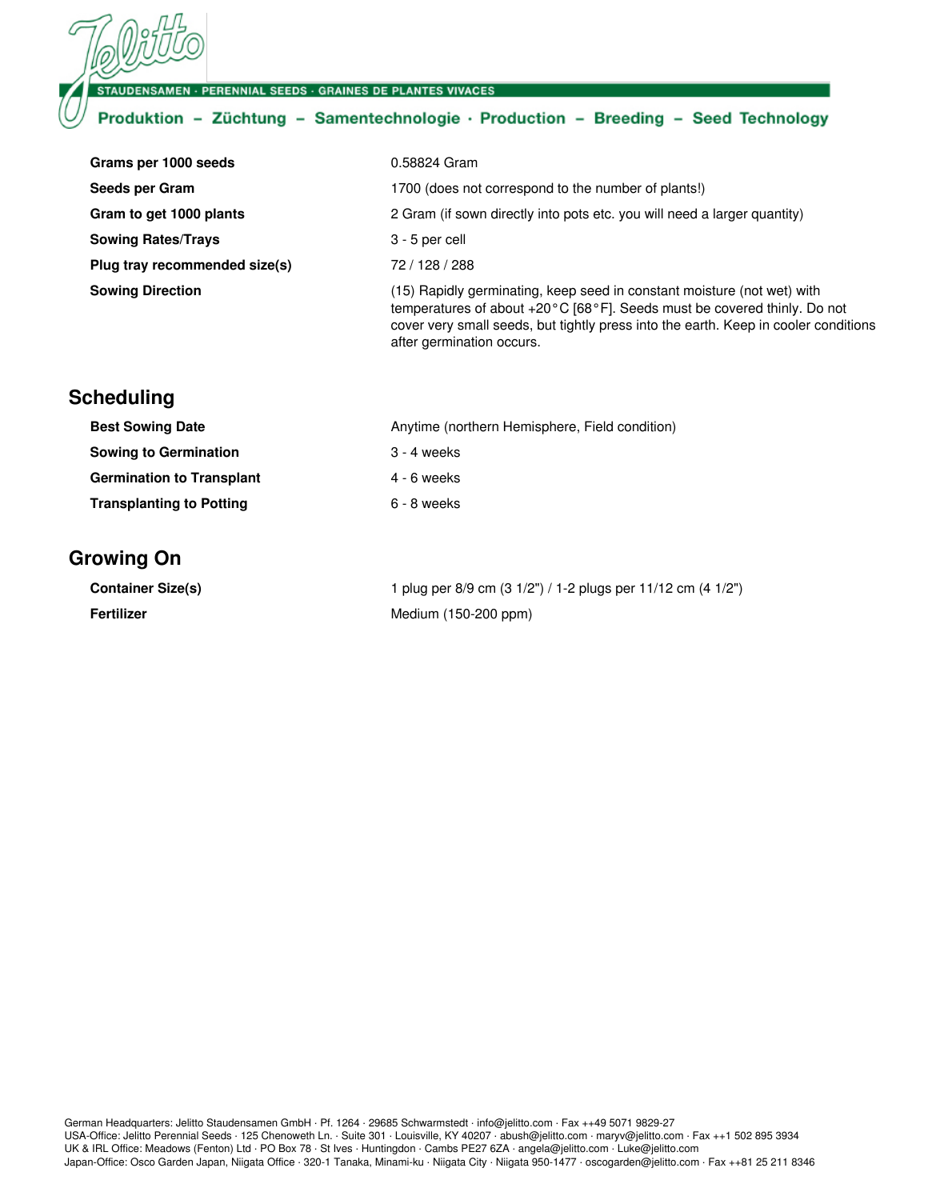| | |
|---|---|
| **Grams per 1000 seeds** | 0.58824 Gram |
| **Seeds per Gram** | 1700 (does not correspond to the number of plants!) |
| **Gram to get 1000 plants** | 2 Gram (if sown directly into pots etc. you will need a larger quantity) |
| **Sowing Rates/Trays** | 3 - 5 per cell |
| **Plug tray recommended size(s)** | 72 / 128 / 288 |
| **Sowing Direction** | (15) Rapidly germinating, keep seed in constant moisture (not wet) with temperatures of about +20°C [68°F]. Seeds must be covered thinly. Do not cover very small seeds, but tightly press into the earth. Keep in cooler conditions after germination occurs. |

## Scheduling

| | |
|---|---|
| **Best Sowing Date** | Anytime (northern Hemisphere, Field condition) |
| **Sowing to Germination** | 3 - 4 weeks |
| **Germination to Transplant** | 4 - 6 weeks |
| **Transplanting to Potting** | 6 - 8 weeks |

## Growing On

| | |
|---|---|
| **Container Size(s)** | 1 plug per 8/9 cm (3 1/2") / 1-2 plugs per 11/12 cm (4 1/2") |
| **Fertilizer** | Medium (150-200 ppm) |